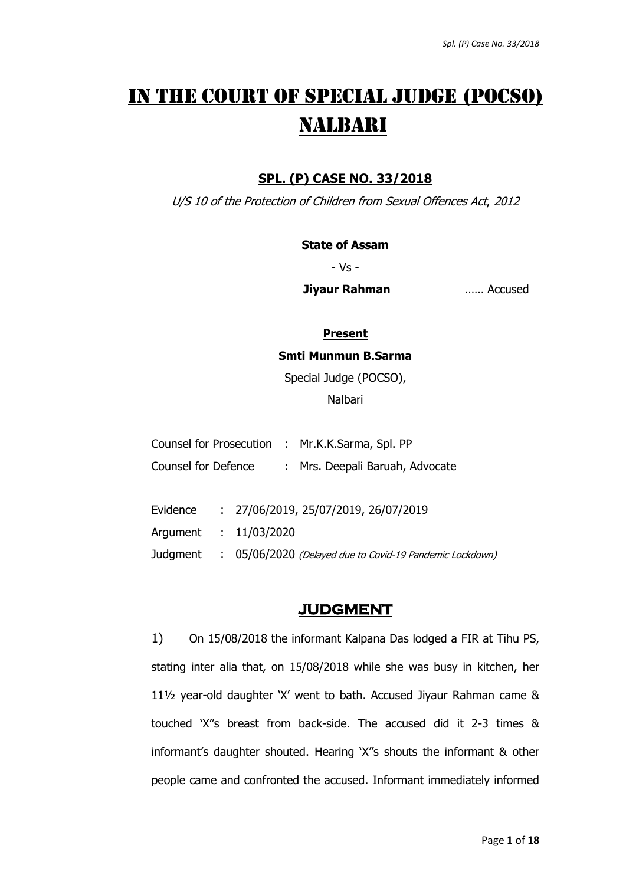# IN THE COURT OF SPECIAL JUDGE (POCSO) NALBARI

## SPL. (P) CASE NO. 33/2018

*U/S 10 of the Protection of Children from Sexual Offences Act, 2012*

**State of Assam**

- Vs -

**Jiyaur Rahman** …… Accused

**Present**

**Smti Munmun B.Sarma**

Special Judge (POCSO),

Nalbari

| | | |
|---|---|---|
| Counsel for Prosecution | : | Mr.K.K.Sarma, Spl. PP |
| Counsel for Defence | : | Mrs. Deepali Baruah, Advocate |

| | | |
|---|---|---|
| Evidence | : | 27/06/2019, 25/07/2019, 26/07/2019 |
| Argument | : | 11/03/2020 |
| Judgment | : | 05/06/2020 *(Delayed due to Covid-19 Pandemic Lockdown)* |

## JUDGMENT

1) On 15/08/2018 the informant Kalpana Das lodged a FIR at Tihu PS, stating inter alia that, on 15/08/2018 while she was busy in kitchen, her 11½ year-old daughter 'X' went to bath. Accused Jiyaur Rahman came & touched 'X''s breast from back-side. The accused did it 2-3 times & informant's daughter shouted. Hearing 'X''s shouts the informant & other people came and confronted the accused. Informant immediately informed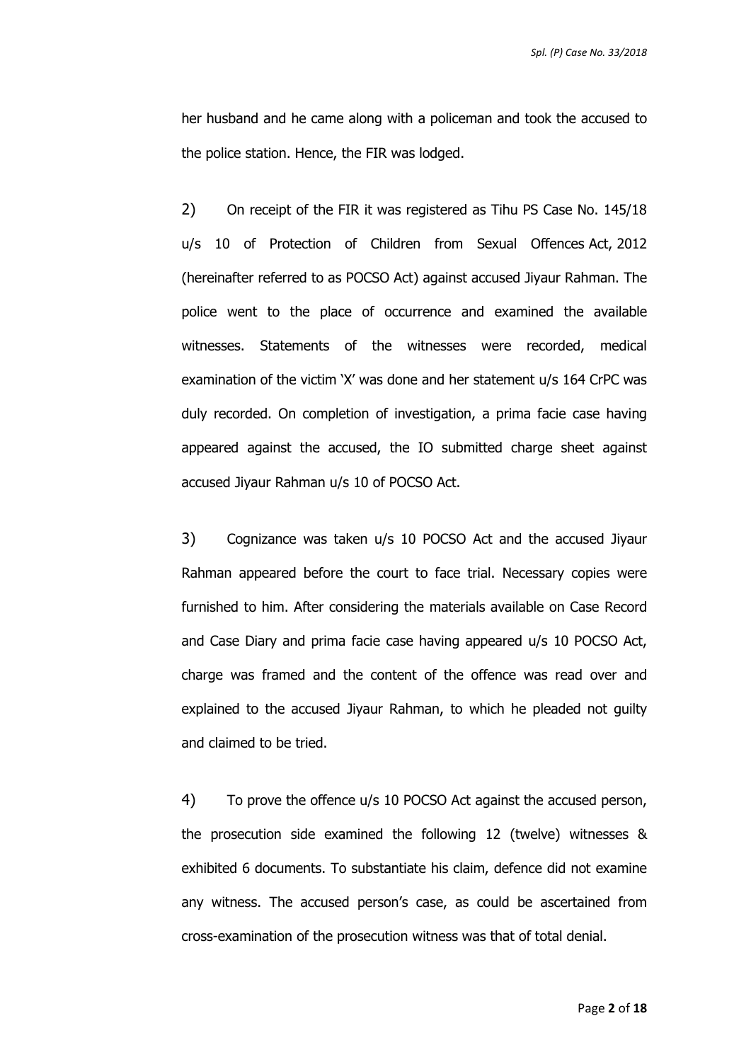her husband and he came along with a policeman and took the accused to the police station. Hence, the FIR was lodged.

2) On receipt of the FIR it was registered as Tihu PS Case No. 145/18 u/s 10 of Protection of Children from Sexual Offences Act, 2012 (hereinafter referred to as POCSO Act) against accused Jiyaur Rahman. The police went to the place of occurrence and examined the available witnesses. Statements of the witnesses were recorded, medical examination of the victim 'X' was done and her statement u/s 164 CrPC was duly recorded. On completion of investigation, a prima facie case having appeared against the accused, the IO submitted charge sheet against accused Jiyaur Rahman u/s 10 of POCSO Act.

3) Cognizance was taken u/s 10 POCSO Act and the accused Jiyaur Rahman appeared before the court to face trial. Necessary copies were furnished to him. After considering the materials available on Case Record and Case Diary and prima facie case having appeared u/s 10 POCSO Act, charge was framed and the content of the offence was read over and explained to the accused Jiyaur Rahman, to which he pleaded not guilty and claimed to be tried.

4) To prove the offence u/s 10 POCSO Act against the accused person, the prosecution side examined the following 12 (twelve) witnesses & exhibited 6 documents. To substantiate his claim, defence did not examine any witness. The accused person's case, as could be ascertained from cross-examination of the prosecution witness was that of total denial.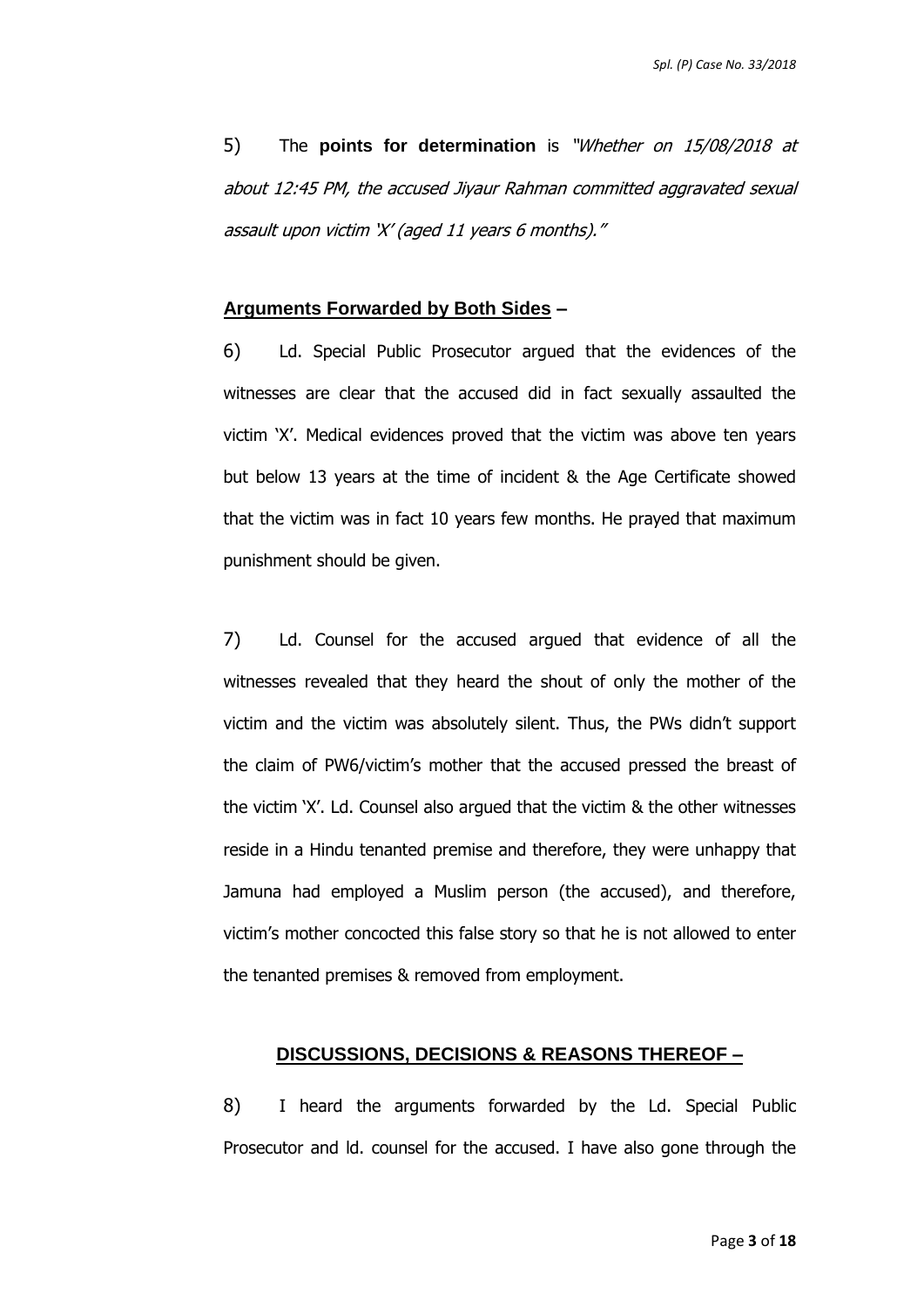5) The **points for determination** is *"Whether on 15/08/2018 at about 12:45 PM, the accused Jiyaur Rahman committed aggravated sexual assault upon victim 'X' (aged 11 years 6 months)."*

## Arguments Forwarded by Both Sides –

6) Ld. Special Public Prosecutor argued that the evidences of the witnesses are clear that the accused did in fact sexually assaulted the victim 'X'. Medical evidences proved that the victim was above ten years but below 13 years at the time of incident & the Age Certificate showed that the victim was in fact 10 years few months. He prayed that maximum punishment should be given.

7) Ld. Counsel for the accused argued that evidence of all the witnesses revealed that they heard the shout of only the mother of the victim and the victim was absolutely silent. Thus, the PWs didn't support the claim of PW6/victim's mother that the accused pressed the breast of the victim 'X'. Ld. Counsel also argued that the victim & the other witnesses reside in a Hindu tenanted premise and therefore, they were unhappy that Jamuna had employed a Muslim person (the accused), and therefore, victim's mother concocted this false story so that he is not allowed to enter the tenanted premises & removed from employment.

## DISCUSSIONS, DECISIONS & REASONS THEREOF –

8) I heard the arguments forwarded by the Ld. Special Public Prosecutor and ld. counsel for the accused. I have also gone through the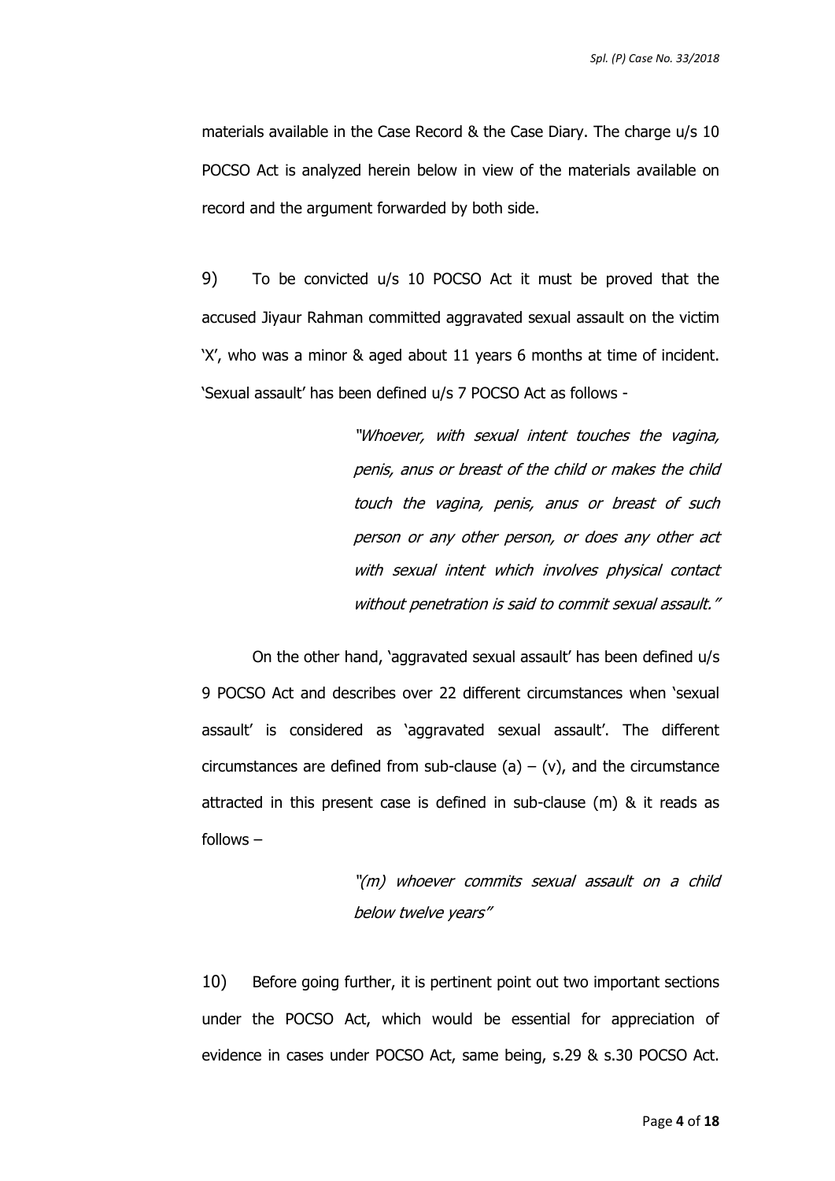materials available in the Case Record & the Case Diary. The charge u/s 10 POCSO Act is analyzed herein below in view of the materials available on record and the argument forwarded by both side.

9) To be convicted u/s 10 POCSO Act it must be proved that the accused Jiyaur Rahman committed aggravated sexual assault on the victim 'X', who was a minor & aged about 11 years 6 months at time of incident. 'Sexual assault' has been defined u/s 7 POCSO Act as follows -

> *"Whoever, with sexual intent touches the vagina, penis, anus or breast of the child or makes the child touch the vagina, penis, anus or breast of such person or any other person, or does any other act with sexual intent which involves physical contact without penetration is said to commit sexual assault."*

On the other hand, 'aggravated sexual assault' has been defined u/s 9 POCSO Act and describes over 22 different circumstances when 'sexual assault' is considered as 'aggravated sexual assault'. The different circumstances are defined from sub-clause (a) – (v), and the circumstance attracted in this present case is defined in sub-clause (m) & it reads as follows –

> *"(m) whoever commits sexual assault on a child below twelve years"*

10) Before going further, it is pertinent point out two important sections under the POCSO Act, which would be essential for appreciation of evidence in cases under POCSO Act, same being, s.29 & s.30 POCSO Act.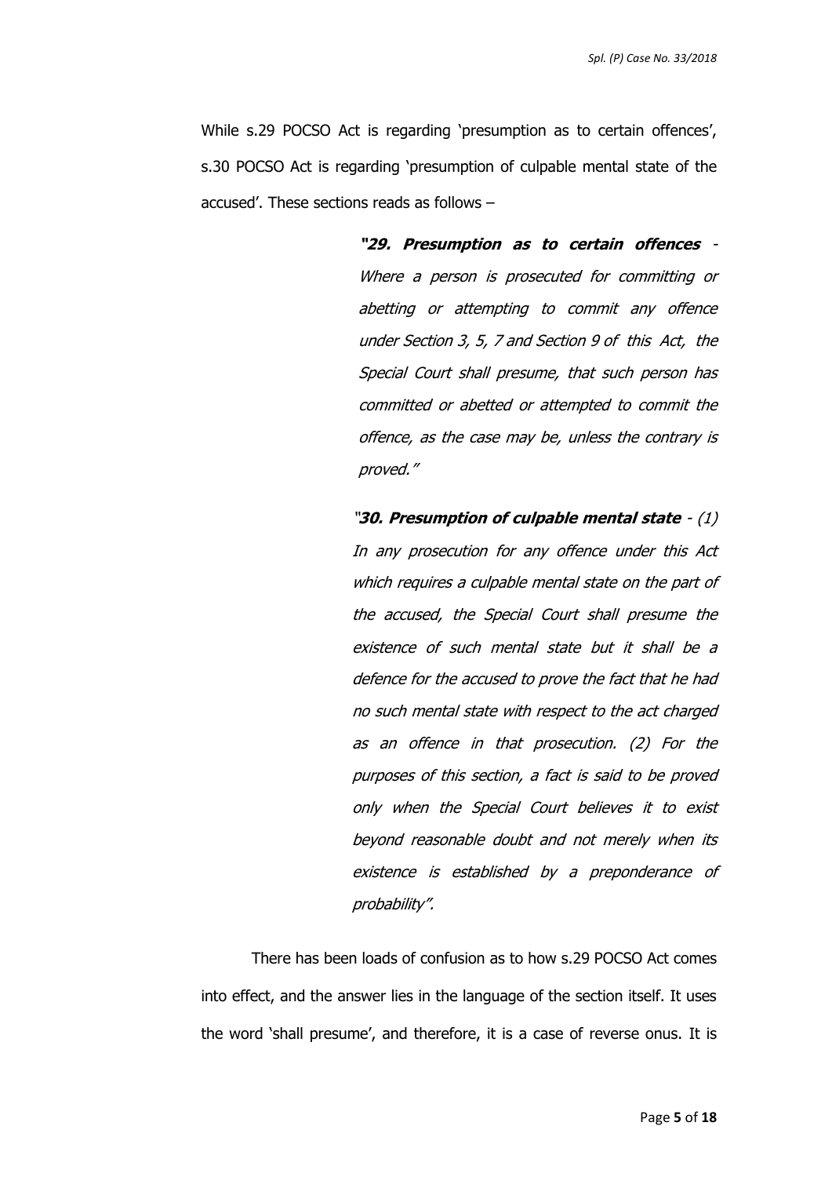While s.29 POCSO Act is regarding 'presumption as to certain offences', s.30 POCSO Act is regarding 'presumption of culpable mental state of the accused'. These sections reads as follows –

> ***"29. Presumption as to certain offences** - Where a person is prosecuted for committing or abetting or attempting to commit any offence under Section 3, 5, 7 and Section 9 of this Act, the Special Court shall presume, that such person has committed or abetted or attempted to commit the offence, as the case may be, unless the contrary is proved."*
>
> *"**30. Presumption of culpable mental state** - (1) In any prosecution for any offence under this Act which requires a culpable mental state on the part of the accused, the Special Court shall presume the existence of such mental state but it shall be a defence for the accused to prove the fact that he had no such mental state with respect to the act charged as an offence in that prosecution. (2) For the purposes of this section, a fact is said to be proved only when the Special Court believes it to exist beyond reasonable doubt and not merely when its existence is established by a preponderance of probability".*

There has been loads of confusion as to how s.29 POCSO Act comes into effect, and the answer lies in the language of the section itself. It uses the word 'shall presume', and therefore, it is a case of reverse onus. It is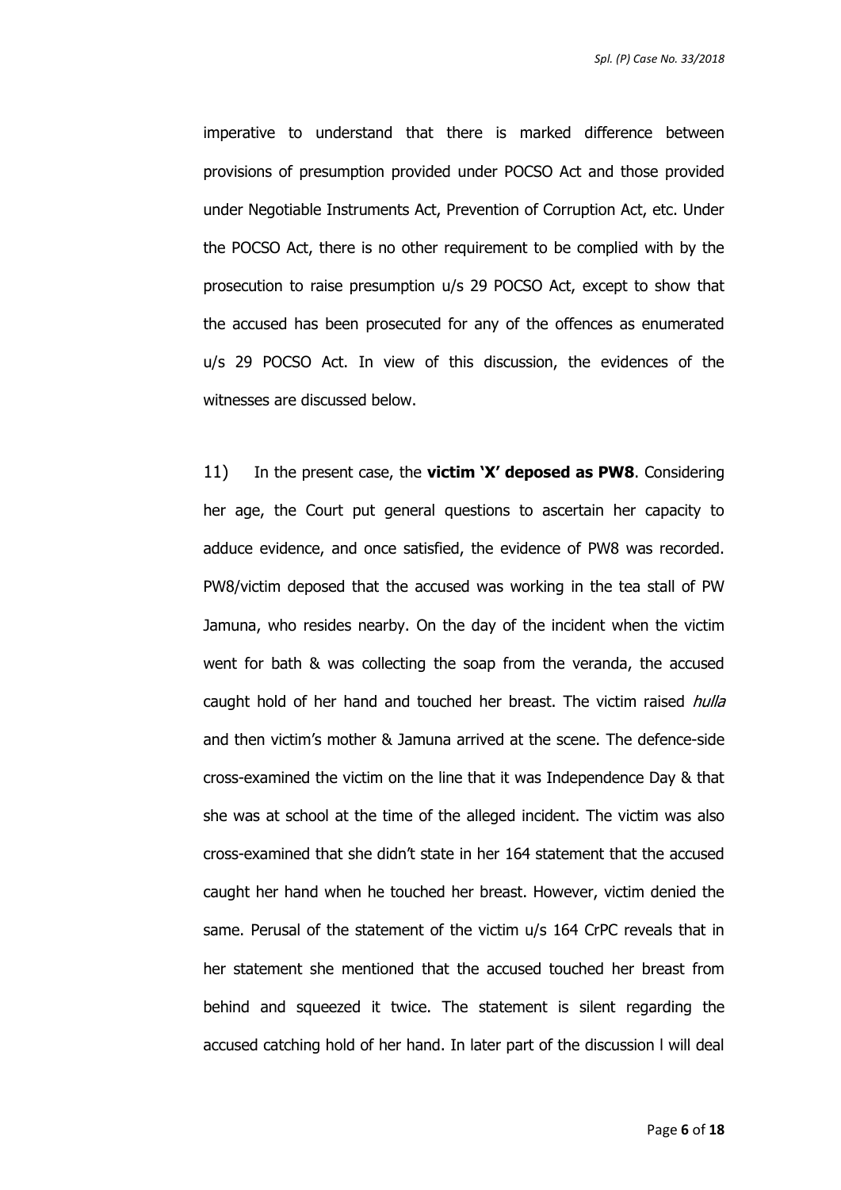imperative to understand that there is marked difference between provisions of presumption provided under POCSO Act and those provided under Negotiable Instruments Act, Prevention of Corruption Act, etc. Under the POCSO Act, there is no other requirement to be complied with by the prosecution to raise presumption u/s 29 POCSO Act, except to show that the accused has been prosecuted for any of the offences as enumerated u/s 29 POCSO Act. In view of this discussion, the evidences of the witnesses are discussed below.

11) In the present case, the **victim 'X' deposed as PW8**. Considering her age, the Court put general questions to ascertain her capacity to adduce evidence, and once satisfied, the evidence of PW8 was recorded. PW8/victim deposed that the accused was working in the tea stall of PW Jamuna, who resides nearby. On the day of the incident when the victim went for bath & was collecting the soap from the veranda, the accused caught hold of her hand and touched her breast. The victim raised *hulla* and then victim's mother & Jamuna arrived at the scene. The defence-side cross-examined the victim on the line that it was Independence Day & that she was at school at the time of the alleged incident. The victim was also cross-examined that she didn't state in her 164 statement that the accused caught her hand when he touched her breast. However, victim denied the same. Perusal of the statement of the victim u/s 164 CrPC reveals that in her statement she mentioned that the accused touched her breast from behind and squeezed it twice. The statement is silent regarding the accused catching hold of her hand. In later part of the discussion I will deal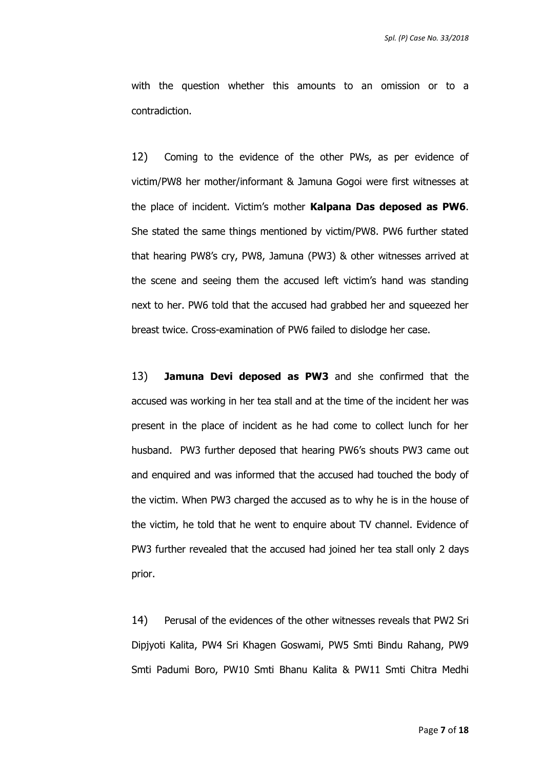with the question whether this amounts to an omission or to a contradiction.

12) Coming to the evidence of the other PWs, as per evidence of victim/PW8 her mother/informant & Jamuna Gogoi were first witnesses at the place of incident. Victim's mother **Kalpana Das deposed as PW6**. She stated the same things mentioned by victim/PW8. PW6 further stated that hearing PW8's cry, PW8, Jamuna (PW3) & other witnesses arrived at the scene and seeing them the accused left victim's hand was standing next to her. PW6 told that the accused had grabbed her and squeezed her breast twice. Cross-examination of PW6 failed to dislodge her case.

13) **Jamuna Devi deposed as PW3** and she confirmed that the accused was working in her tea stall and at the time of the incident her was present in the place of incident as he had come to collect lunch for her husband. PW3 further deposed that hearing PW6's shouts PW3 came out and enquired and was informed that the accused had touched the body of the victim. When PW3 charged the accused as to why he is in the house of the victim, he told that he went to enquire about TV channel. Evidence of PW3 further revealed that the accused had joined her tea stall only 2 days prior.

14) Perusal of the evidences of the other witnesses reveals that PW2 Sri Dipjyoti Kalita, PW4 Sri Khagen Goswami, PW5 Smti Bindu Rahang, PW9 Smti Padumi Boro, PW10 Smti Bhanu Kalita & PW11 Smti Chitra Medhi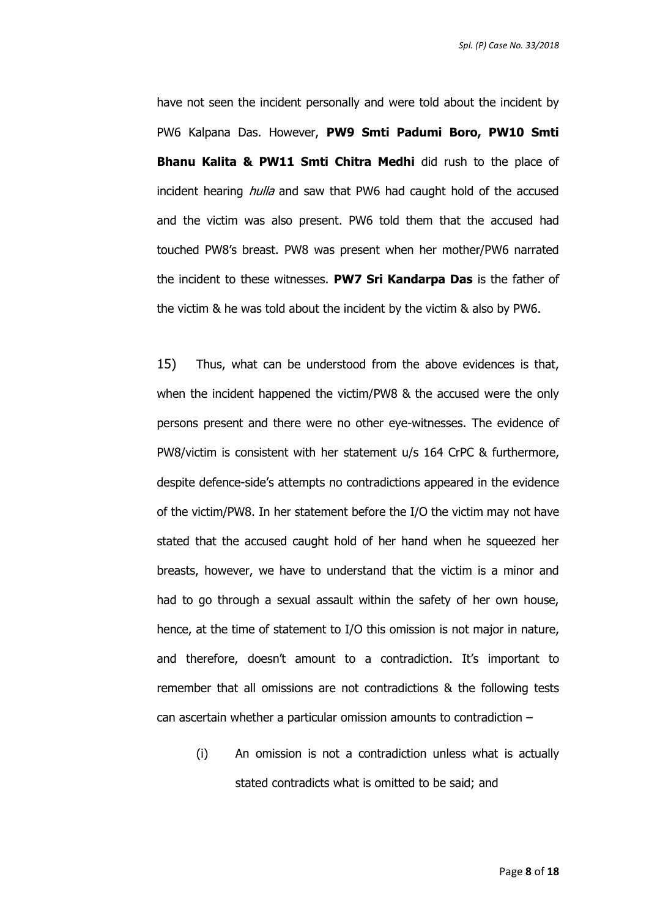have not seen the incident personally and were told about the incident by PW6 Kalpana Das. However, **PW9 Smti Padumi Boro, PW10 Smti Bhanu Kalita & PW11 Smti Chitra Medhi** did rush to the place of incident hearing *hulla* and saw that PW6 had caught hold of the accused and the victim was also present. PW6 told them that the accused had touched PW8's breast. PW8 was present when her mother/PW6 narrated the incident to these witnesses. **PW7 Sri Kandarpa Das** is the father of the victim & he was told about the incident by the victim & also by PW6.

15) Thus, what can be understood from the above evidences is that, when the incident happened the victim/PW8 & the accused were the only persons present and there were no other eye-witnesses. The evidence of PW8/victim is consistent with her statement u/s 164 CrPC & furthermore, despite defence-side's attempts no contradictions appeared in the evidence of the victim/PW8. In her statement before the I/O the victim may not have stated that the accused caught hold of her hand when he squeezed her breasts, however, we have to understand that the victim is a minor and had to go through a sexual assault within the safety of her own house, hence, at the time of statement to I/O this omission is not major in nature, and therefore, doesn't amount to a contradiction. It's important to remember that all omissions are not contradictions & the following tests can ascertain whether a particular omission amounts to contradiction –

(i) An omission is not a contradiction unless what is actually stated contradicts what is omitted to be said; and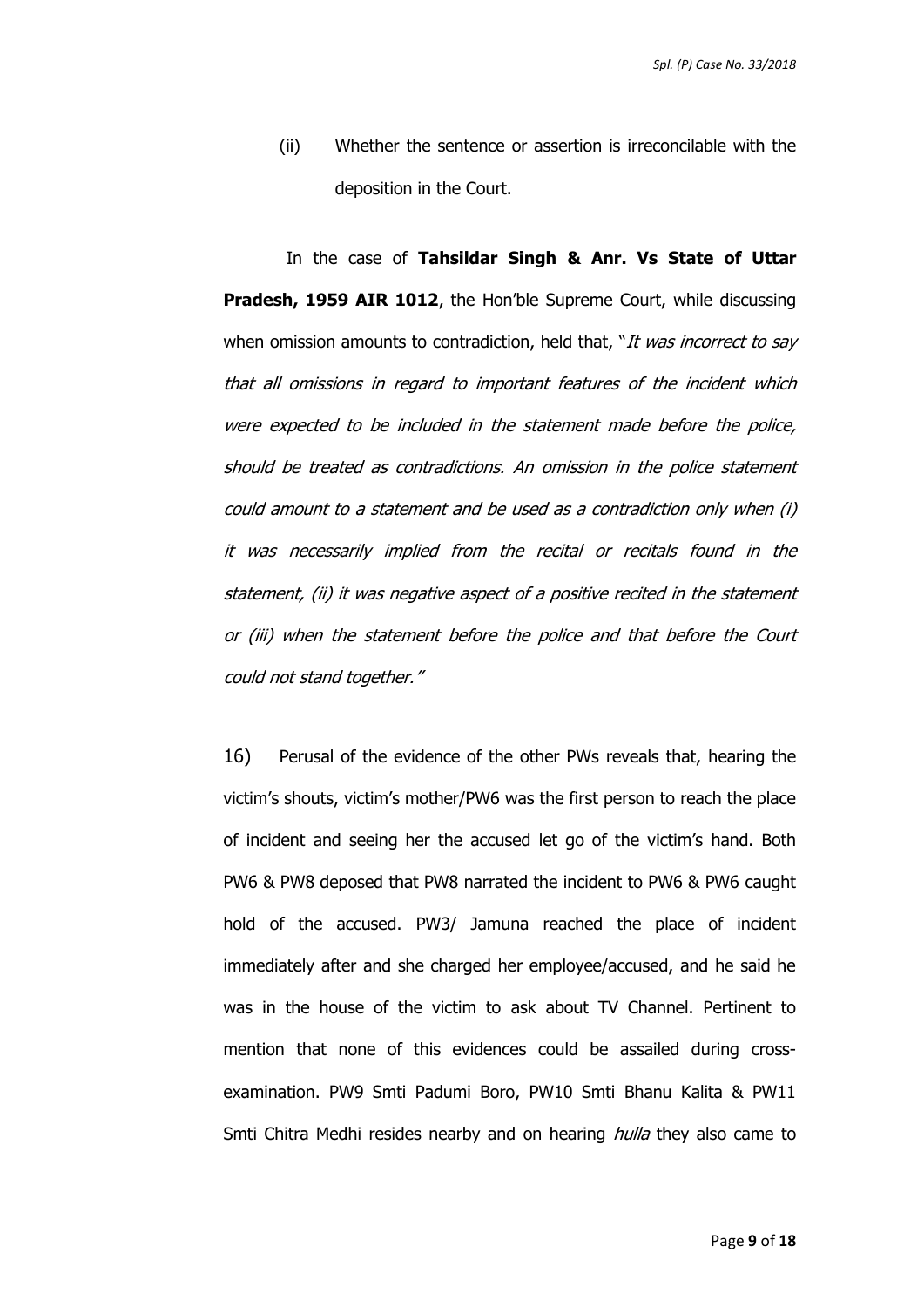(ii) Whether the sentence or assertion is irreconcilable with the deposition in the Court.

In the case of **Tahsildar Singh & Anr. Vs State of Uttar Pradesh, 1959 AIR 1012**, the Hon'ble Supreme Court, while discussing when omission amounts to contradiction, held that, "*It was incorrect to say that all omissions in regard to important features of the incident which were expected to be included in the statement made before the police, should be treated as contradictions. An omission in the police statement could amount to a statement and be used as a contradiction only when (i) it was necessarily implied from the recital or recitals found in the statement, (ii) it was negative aspect of a positive recited in the statement or (iii) when the statement before the police and that before the Court could not stand together.*"

16) Perusal of the evidence of the other PWs reveals that, hearing the victim's shouts, victim's mother/PW6 was the first person to reach the place of incident and seeing her the accused let go of the victim's hand. Both PW6 & PW8 deposed that PW8 narrated the incident to PW6 & PW6 caught hold of the accused. PW3/ Jamuna reached the place of incident immediately after and she charged her employee/accused, and he said he was in the house of the victim to ask about TV Channel. Pertinent to mention that none of this evidences could be assailed during cross-examination. PW9 Smti Padumi Boro, PW10 Smti Bhanu Kalita & PW11 Smti Chitra Medhi resides nearby and on hearing *hulla* they also came to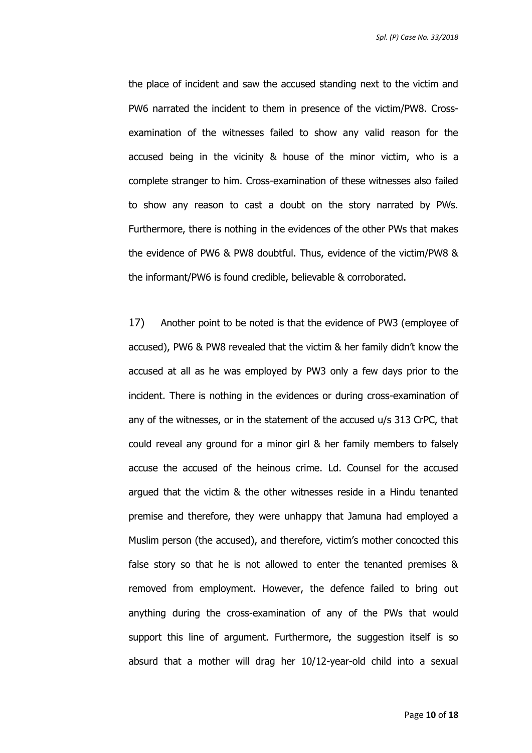the place of incident and saw the accused standing next to the victim and PW6 narrated the incident to them in presence of the victim/PW8. Cross-examination of the witnesses failed to show any valid reason for the accused being in the vicinity & house of the minor victim, who is a complete stranger to him. Cross-examination of these witnesses also failed to show any reason to cast a doubt on the story narrated by PWs. Furthermore, there is nothing in the evidences of the other PWs that makes the evidence of PW6 & PW8 doubtful. Thus, evidence of the victim/PW8 & the informant/PW6 is found credible, believable & corroborated.

17) Another point to be noted is that the evidence of PW3 (employee of accused), PW6 & PW8 revealed that the victim & her family didn't know the accused at all as he was employed by PW3 only a few days prior to the incident. There is nothing in the evidences or during cross-examination of any of the witnesses, or in the statement of the accused u/s 313 CrPC, that could reveal any ground for a minor girl & her family members to falsely accuse the accused of the heinous crime. Ld. Counsel for the accused argued that the victim & the other witnesses reside in a Hindu tenanted premise and therefore, they were unhappy that Jamuna had employed a Muslim person (the accused), and therefore, victim's mother concocted this false story so that he is not allowed to enter the tenanted premises & removed from employment. However, the defence failed to bring out anything during the cross-examination of any of the PWs that would support this line of argument. Furthermore, the suggestion itself is so absurd that a mother will drag her 10/12-year-old child into a sexual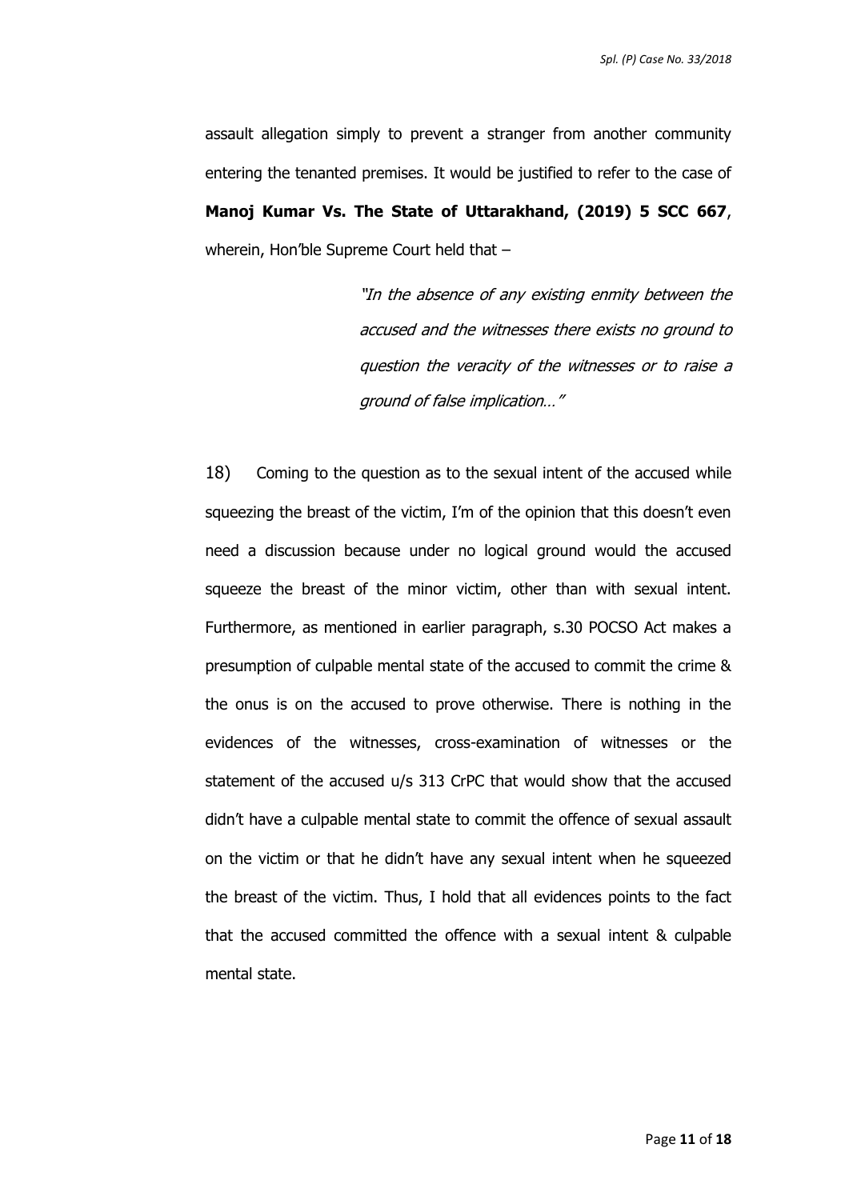assault allegation simply to prevent a stranger from another community entering the tenanted premises. It would be justified to refer to the case of **Manoj Kumar Vs. The State of Uttarakhand, (2019) 5 SCC 667**, wherein, Hon'ble Supreme Court held that –

> *"In the absence of any existing enmity between the accused and the witnesses there exists no ground to question the veracity of the witnesses or to raise a ground of false implication…"*

18) Coming to the question as to the sexual intent of the accused while squeezing the breast of the victim, I'm of the opinion that this doesn't even need a discussion because under no logical ground would the accused squeeze the breast of the minor victim, other than with sexual intent. Furthermore, as mentioned in earlier paragraph, s.30 POCSO Act makes a presumption of culpable mental state of the accused to commit the crime & the onus is on the accused to prove otherwise. There is nothing in the evidences of the witnesses, cross-examination of witnesses or the statement of the accused u/s 313 CrPC that would show that the accused didn't have a culpable mental state to commit the offence of sexual assault on the victim or that he didn't have any sexual intent when he squeezed the breast of the victim. Thus, I hold that all evidences points to the fact that the accused committed the offence with a sexual intent & culpable mental state.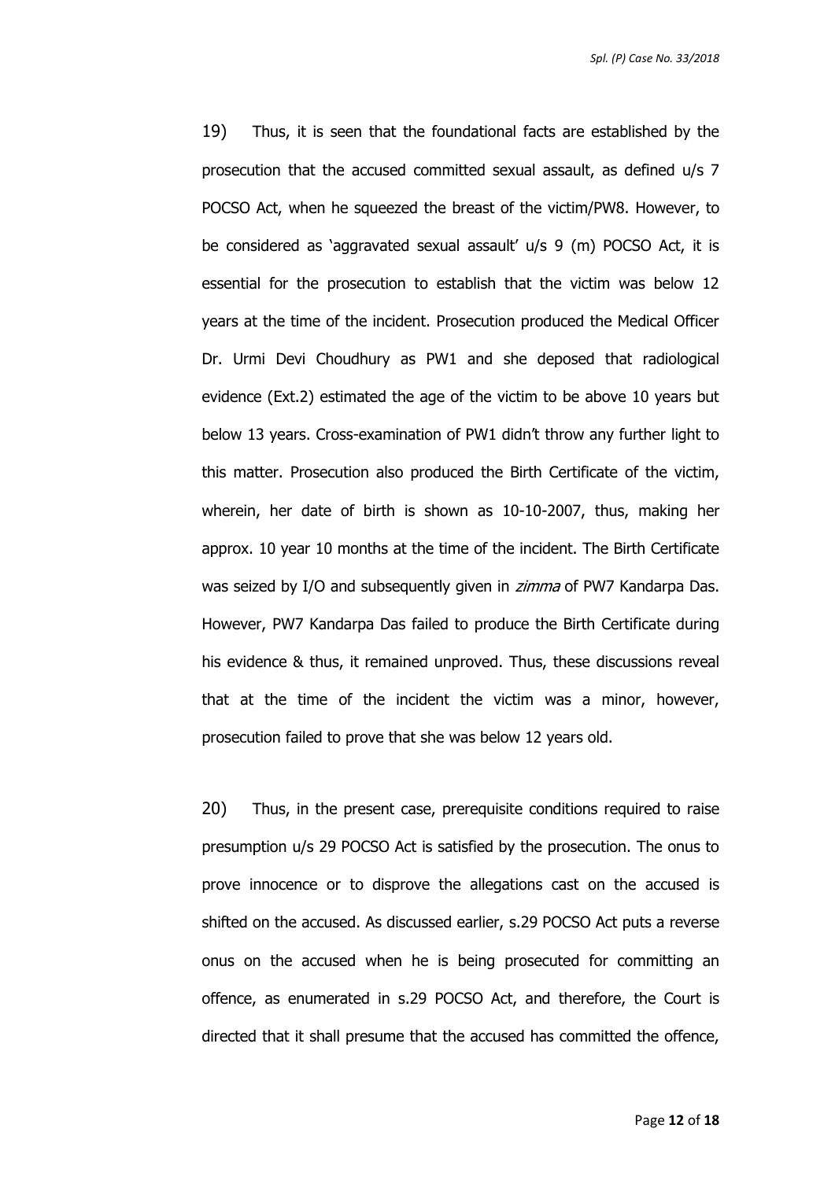19) Thus, it is seen that the foundational facts are established by the prosecution that the accused committed sexual assault, as defined u/s 7 POCSO Act, when he squeezed the breast of the victim/PW8. However, to be considered as 'aggravated sexual assault' u/s 9 (m) POCSO Act, it is essential for the prosecution to establish that the victim was below 12 years at the time of the incident. Prosecution produced the Medical Officer Dr. Urmi Devi Choudhury as PW1 and she deposed that radiological evidence (Ext.2) estimated the age of the victim to be above 10 years but below 13 years. Cross-examination of PW1 didn't throw any further light to this matter. Prosecution also produced the Birth Certificate of the victim, wherein, her date of birth is shown as 10-10-2007, thus, making her approx. 10 year 10 months at the time of the incident. The Birth Certificate was seized by I/O and subsequently given in *zimma* of PW7 Kandarpa Das. However, PW7 Kandarpa Das failed to produce the Birth Certificate during his evidence & thus, it remained unproved. Thus, these discussions reveal that at the time of the incident the victim was a minor, however, prosecution failed to prove that she was below 12 years old.

20) Thus, in the present case, prerequisite conditions required to raise presumption u/s 29 POCSO Act is satisfied by the prosecution. The onus to prove innocence or to disprove the allegations cast on the accused is shifted on the accused. As discussed earlier, s.29 POCSO Act puts a reverse onus on the accused when he is being prosecuted for committing an offence, as enumerated in s.29 POCSO Act, and therefore, the Court is directed that it shall presume that the accused has committed the offence,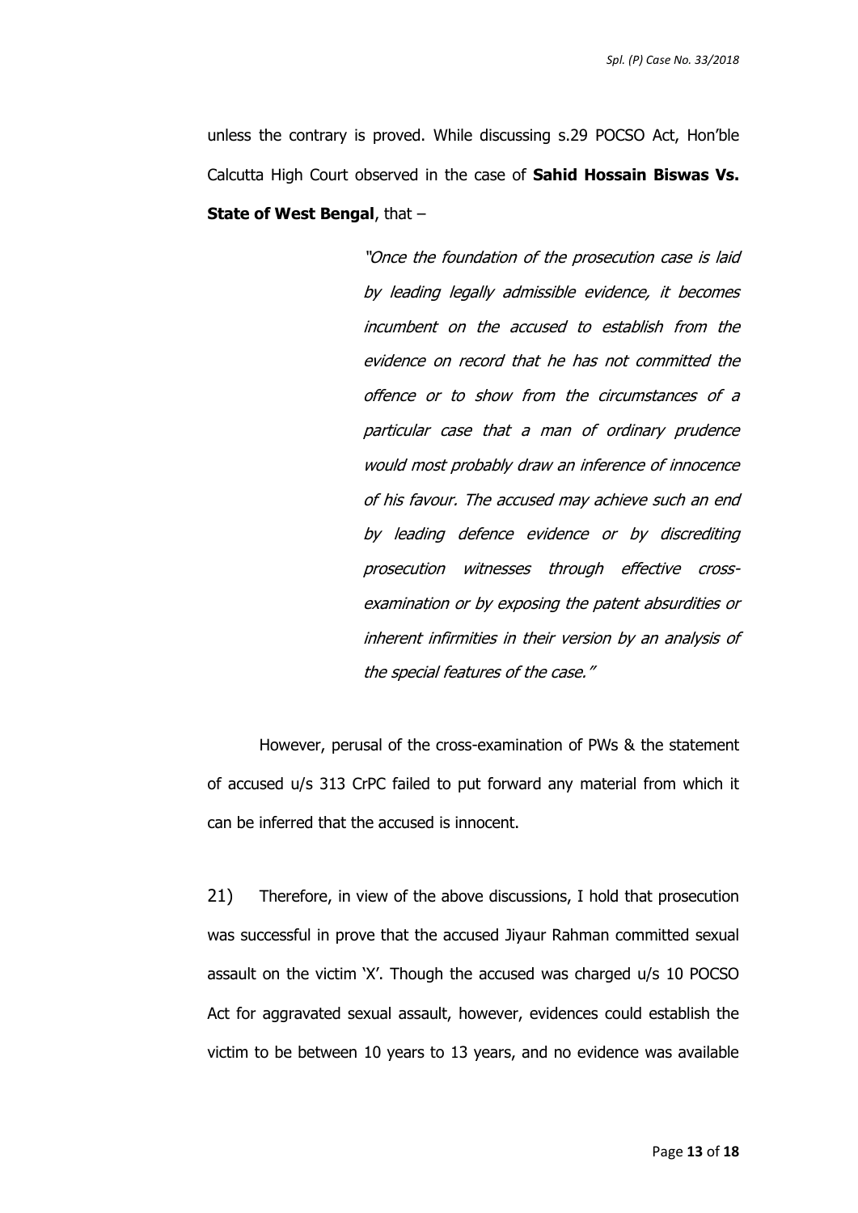unless the contrary is proved. While discussing s.29 POCSO Act, Hon'ble Calcutta High Court observed in the case of **Sahid Hossain Biswas Vs. State of West Bengal**, that –

> *"Once the foundation of the prosecution case is laid by leading legally admissible evidence, it becomes incumbent on the accused to establish from the evidence on record that he has not committed the offence or to show from the circumstances of a particular case that a man of ordinary prudence would most probably draw an inference of innocence of his favour. The accused may achieve such an end by leading defence evidence or by discrediting prosecution witnesses through effective cross-examination or by exposing the patent absurdities or inherent infirmities in their version by an analysis of the special features of the case."*

However, perusal of the cross-examination of PWs & the statement of accused u/s 313 CrPC failed to put forward any material from which it can be inferred that the accused is innocent.

21) Therefore, in view of the above discussions, I hold that prosecution was successful in prove that the accused Jiyaur Rahman committed sexual assault on the victim 'X'. Though the accused was charged u/s 10 POCSO Act for aggravated sexual assault, however, evidences could establish the victim to be between 10 years to 13 years, and no evidence was available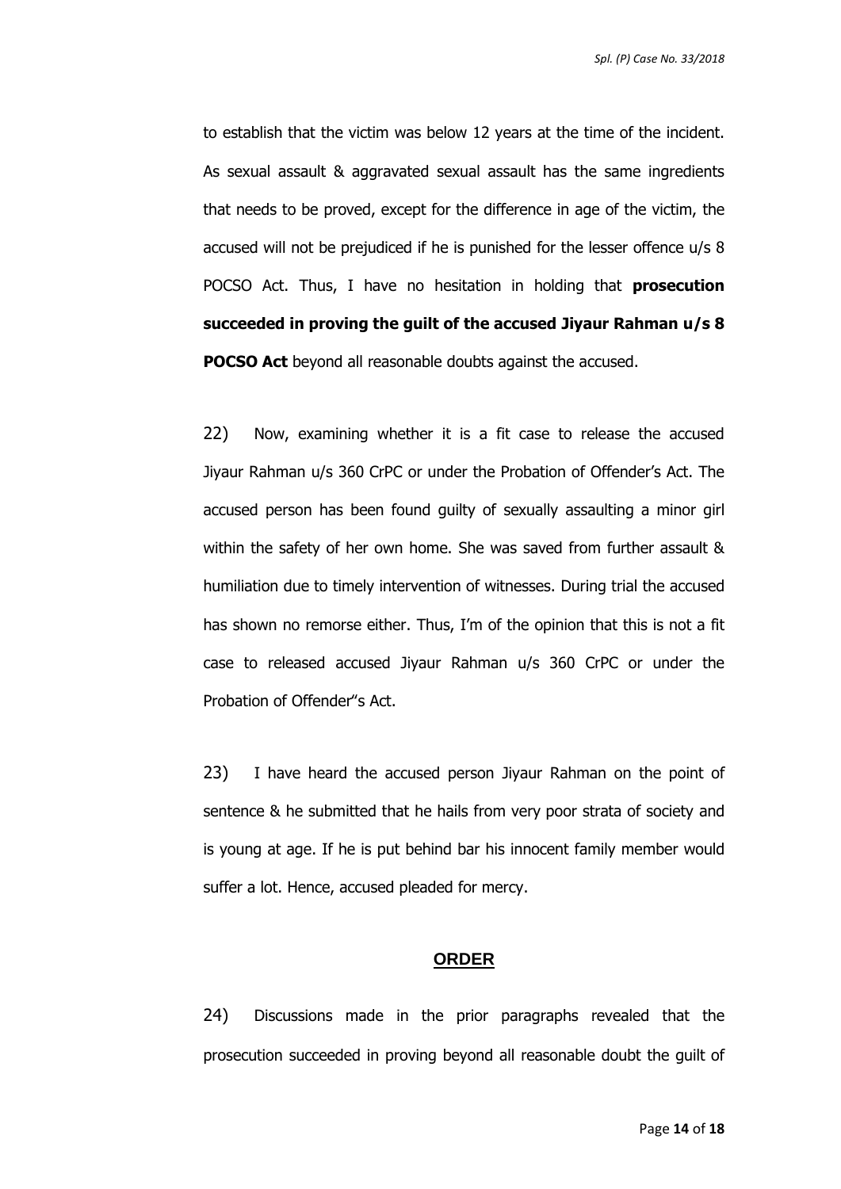to establish that the victim was below 12 years at the time of the incident. As sexual assault & aggravated sexual assault has the same ingredients that needs to be proved, except for the difference in age of the victim, the accused will not be prejudiced if he is punished for the lesser offence u/s 8 POCSO Act. Thus, I have no hesitation in holding that **prosecution succeeded in proving the guilt of the accused Jiyaur Rahman u/s 8 POCSO Act** beyond all reasonable doubts against the accused.

22) Now, examining whether it is a fit case to release the accused Jiyaur Rahman u/s 360 CrPC or under the Probation of Offender's Act. The accused person has been found guilty of sexually assaulting a minor girl within the safety of her own home. She was saved from further assault & humiliation due to timely intervention of witnesses. During trial the accused has shown no remorse either. Thus, I'm of the opinion that this is not a fit case to released accused Jiyaur Rahman u/s 360 CrPC or under the Probation of Offender"s Act.

23) I have heard the accused person Jiyaur Rahman on the point of sentence & he submitted that he hails from very poor strata of society and is young at age. If he is put behind bar his innocent family member would suffer a lot. Hence, accused pleaded for mercy.

## ORDER

24) Discussions made in the prior paragraphs revealed that the prosecution succeeded in proving beyond all reasonable doubt the guilt of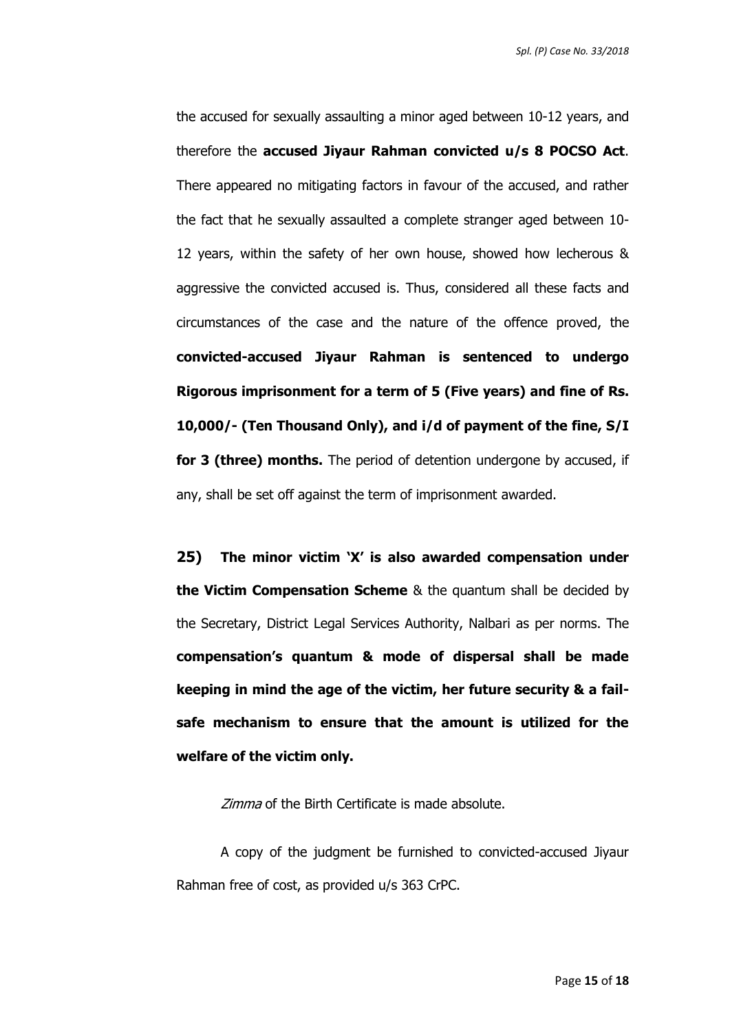the accused for sexually assaulting a minor aged between 10-12 years, and therefore the **accused Jiyaur Rahman convicted u/s 8 POCSO Act**. There appeared no mitigating factors in favour of the accused, and rather the fact that he sexually assaulted a complete stranger aged between 10-12 years, within the safety of her own house, showed how lecherous & aggressive the convicted accused is. Thus, considered all these facts and circumstances of the case and the nature of the offence proved, the **convicted-accused Jiyaur Rahman is sentenced to undergo Rigorous imprisonment for a term of 5 (Five years) and fine of Rs. 10,000/- (Ten Thousand Only), and i/d of payment of the fine, S/I for 3 (three) months.** The period of detention undergone by accused, if any, shall be set off against the term of imprisonment awarded.

**25) The minor victim 'X' is also awarded compensation under the Victim Compensation Scheme** & the quantum shall be decided by the Secretary, District Legal Services Authority, Nalbari as per norms. The **compensation's quantum & mode of dispersal shall be made keeping in mind the age of the victim, her future security & a fail-safe mechanism to ensure that the amount is utilized for the welfare of the victim only.**

*Zimma* of the Birth Certificate is made absolute.

A copy of the judgment be furnished to convicted-accused Jiyaur Rahman free of cost, as provided u/s 363 CrPC.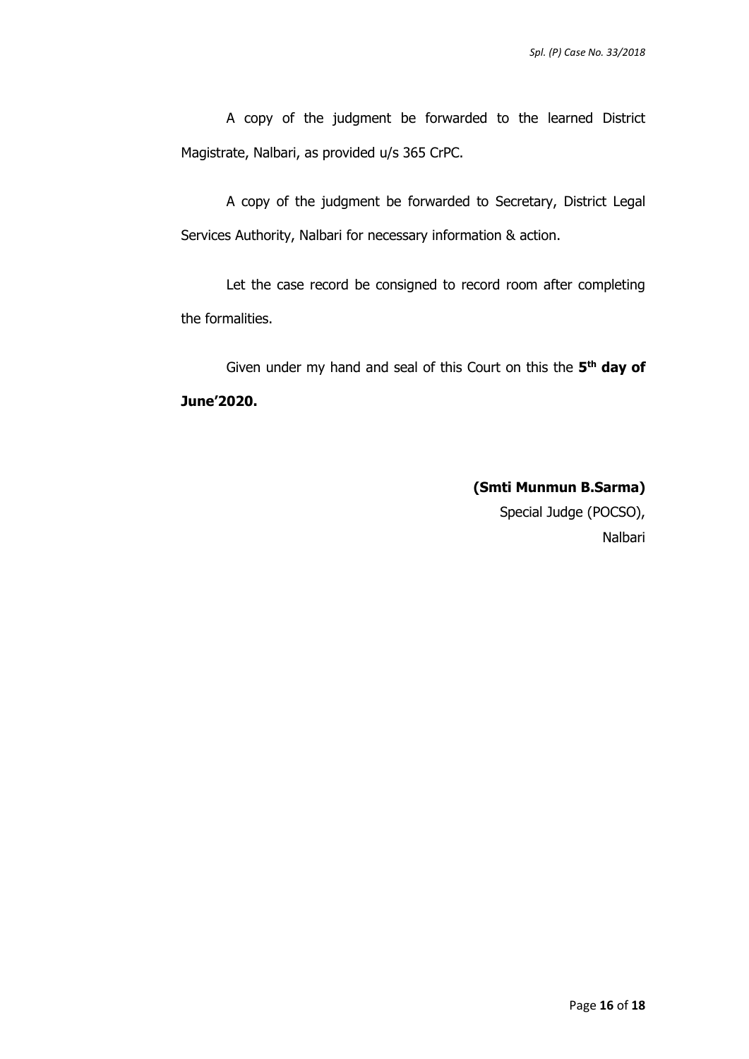A copy of the judgment be forwarded to the learned District Magistrate, Nalbari, as provided u/s 365 CrPC.

A copy of the judgment be forwarded to Secretary, District Legal Services Authority, Nalbari for necessary information & action.

Let the case record be consigned to record room after completing the formalities.

Given under my hand and seal of this Court on this the **5th day of June'2020.**

**(Smti Munmun B.Sarma)**
Special Judge (POCSO),
Nalbari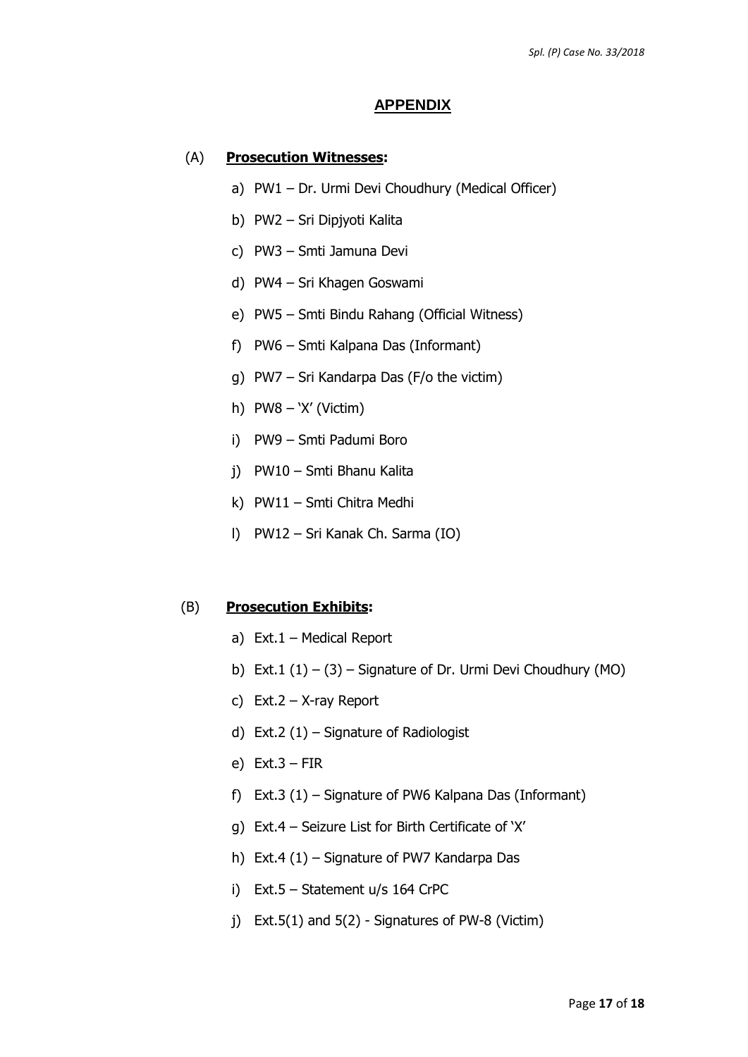## APPENDIX

(A) **Prosecution Witnesses:**

a) PW1 – Dr. Urmi Devi Choudhury (Medical Officer)

b) PW2 – Sri Dipjyoti Kalita

c) PW3 – Smti Jamuna Devi

d) PW4 – Sri Khagen Goswami

e) PW5 – Smti Bindu Rahang (Official Witness)

f) PW6 – Smti Kalpana Das (Informant)

g) PW7 – Sri Kandarpa Das (F/o the victim)

h) PW8 – 'X' (Victim)

i) PW9 – Smti Padumi Boro

j) PW10 – Smti Bhanu Kalita

k) PW11 – Smti Chitra Medhi

l) PW12 – Sri Kanak Ch. Sarma (IO)

(B) **Prosecution Exhibits:**

a) Ext.1 – Medical Report

b) Ext.1 (1) – (3) – Signature of Dr. Urmi Devi Choudhury (MO)

c) Ext.2 – X-ray Report

d) Ext.2 (1) – Signature of Radiologist

e) Ext.3 – FIR

f) Ext.3 (1) – Signature of PW6 Kalpana Das (Informant)

g) Ext.4 – Seizure List for Birth Certificate of 'X'

h) Ext.4 (1) – Signature of PW7 Kandarpa Das

i) Ext.5 – Statement u/s 164 CrPC

j) Ext.5(1) and 5(2) - Signatures of PW-8 (Victim)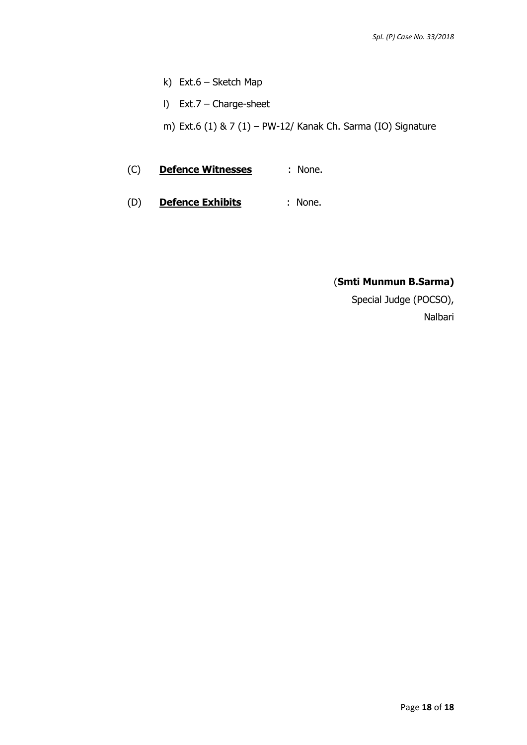k) Ext.6 – Sketch Map

l) Ext.7 – Charge-sheet

m) Ext.6 (1) & 7 (1) – PW-12/ Kanak Ch. Sarma (IO) Signature

(C) **<u>Defence Witnesses</u>** : None.

(D) **<u>Defence Exhibits</u>** : None.

(**Smti Munmun B.Sarma)**

Special Judge (POCSO),

Nalbari